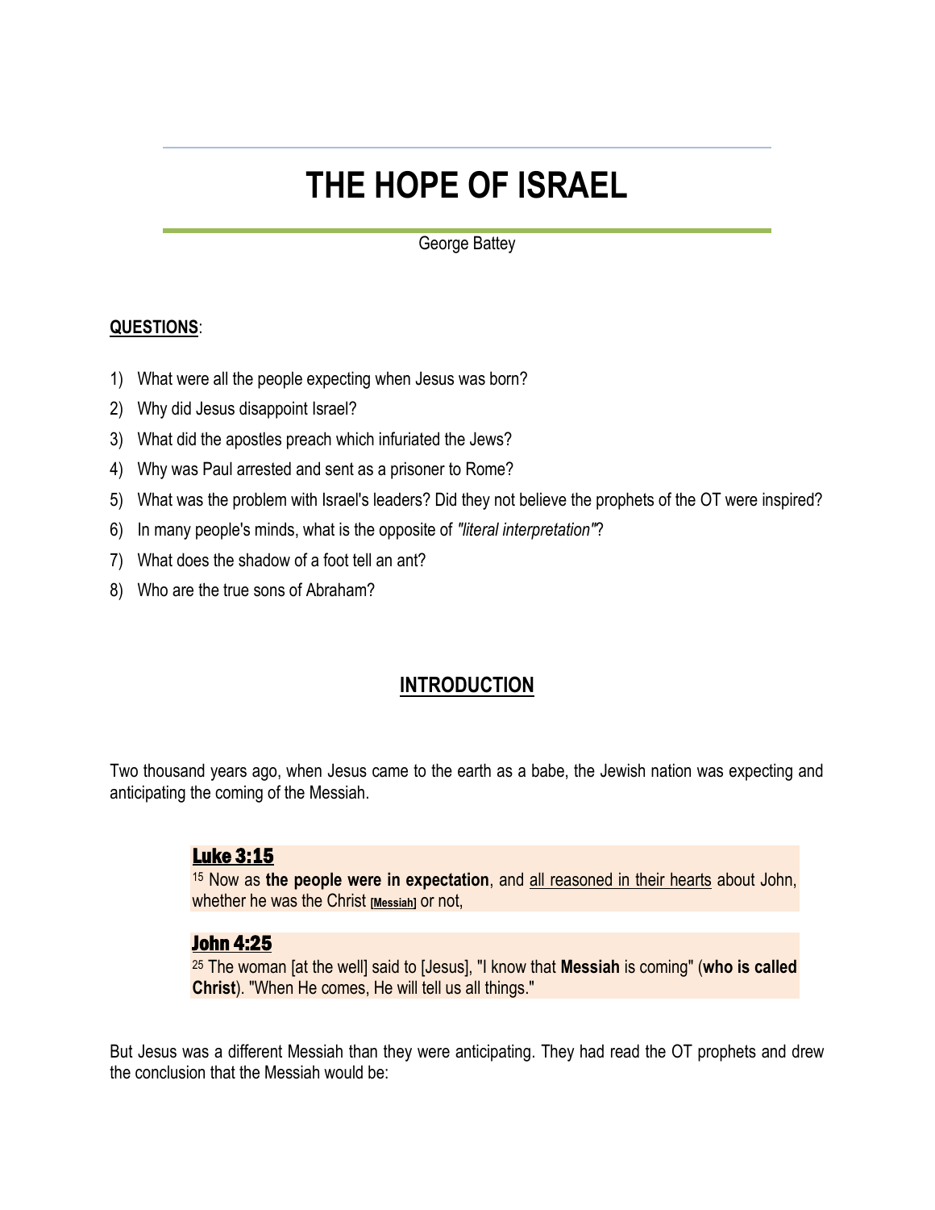# THE HOPE OF ISRAEL

George Battey

**QUESTIONS**:

1) What were all the people expecting when Jesus was born?
2) Why did Jesus disappoint Israel?
3) What did the apostles preach which infuriated the Jews?
4) Why was Paul arrested and sent as a prisoner to Rome?
5) What was the problem with Israel's leaders? Did they not believe the prophets of the OT were inspired?
6) In many people's minds, what is the opposite of *"literal interpretation"*?
7) What does the shadow of a foot tell an ant?
8) Who are the true sons of Abraham?

## INTRODUCTION

Two thousand years ago, when Jesus came to the earth as a babe, the Jewish nation was expecting and anticipating the coming of the Messiah.

> **Luke 3:15**
> [15] Now as **the people were in expectation**, and all reasoned in their hearts about John, whether he was the Christ [Messiah] or not,

> **John 4:25**
> [25] The woman [at the well] said to [Jesus], "I know that **Messiah** is coming" (**who is called Christ**). "When He comes, He will tell us all things."

But Jesus was a different Messiah than they were anticipating. They had read the OT prophets and drew the conclusion that the Messiah would be: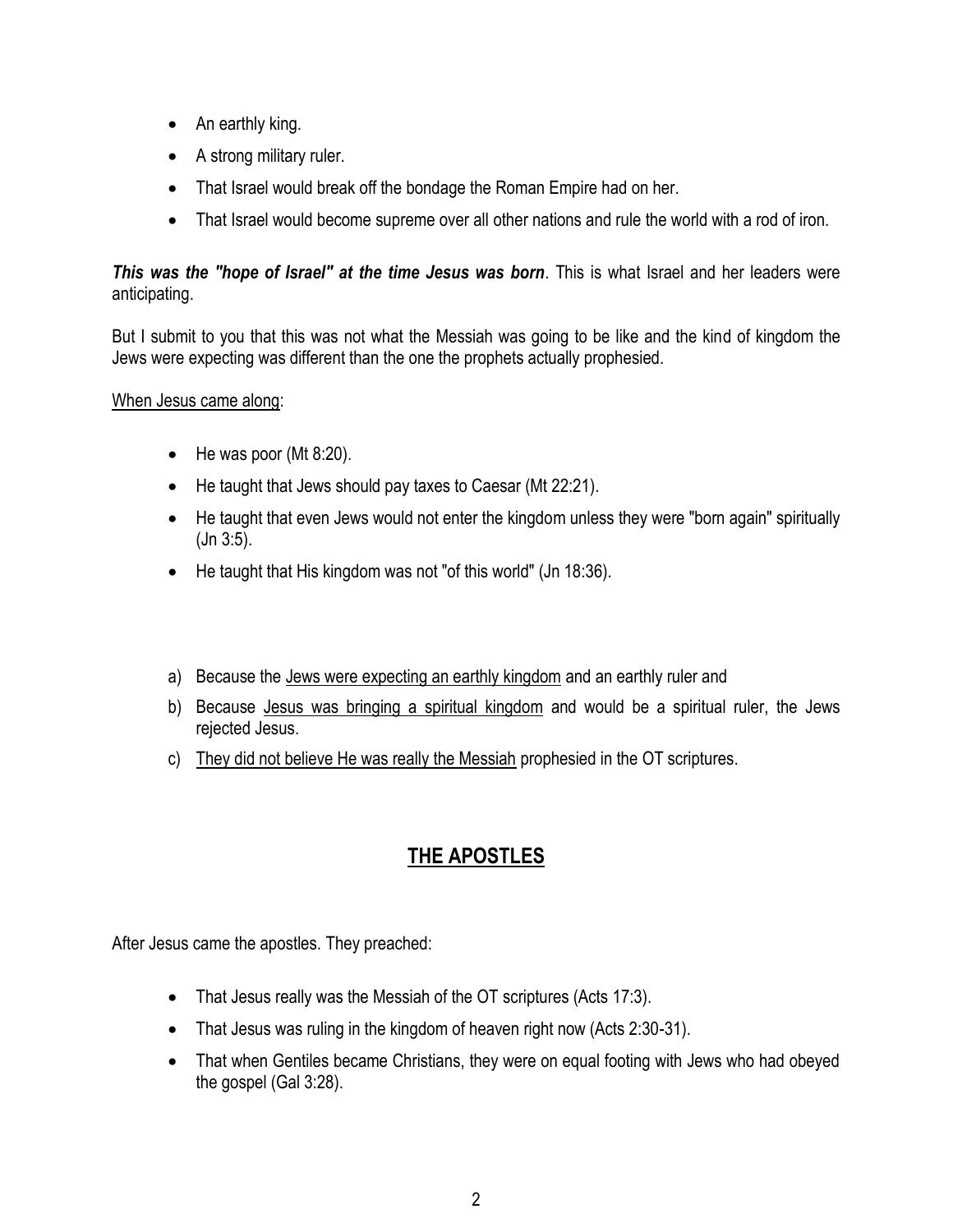- An earthly king.
- A strong military ruler.
- That Israel would break off the bondage the Roman Empire had on her.
- That Israel would become supreme over all other nations and rule the world with a rod of iron.

***This was the "hope of Israel" at the time Jesus was born***. This is what Israel and her leaders were anticipating.

But I submit to you that this was not what the Messiah was going to be like and the kind of kingdom the Jews were expecting was different than the one the prophets actually prophesied.

<u>When Jesus came along</u>:

- He was poor (Mt 8:20).
- He taught that Jews should pay taxes to Caesar (Mt 22:21).
- He taught that even Jews would not enter the kingdom unless they were "born again" spiritually (Jn 3:5).
- He taught that His kingdom was not "of this world" (Jn 18:36).

a) Because the <u>Jews were expecting an earthly kingdom</u> and an earthly ruler and
b) Because <u>Jesus was bringing a spiritual kingdom</u> and would be a spiritual ruler, the Jews rejected Jesus.
c) <u>They did not believe He was really the Messiah</u> prophesied in the OT scriptures.

## <u>THE APOSTLES</u>

After Jesus came the apostles. They preached:

- That Jesus really was the Messiah of the OT scriptures (Acts 17:3).
- That Jesus was ruling in the kingdom of heaven right now (Acts 2:30-31).
- That when Gentiles became Christians, they were on equal footing with Jews who had obeyed the gospel (Gal 3:28).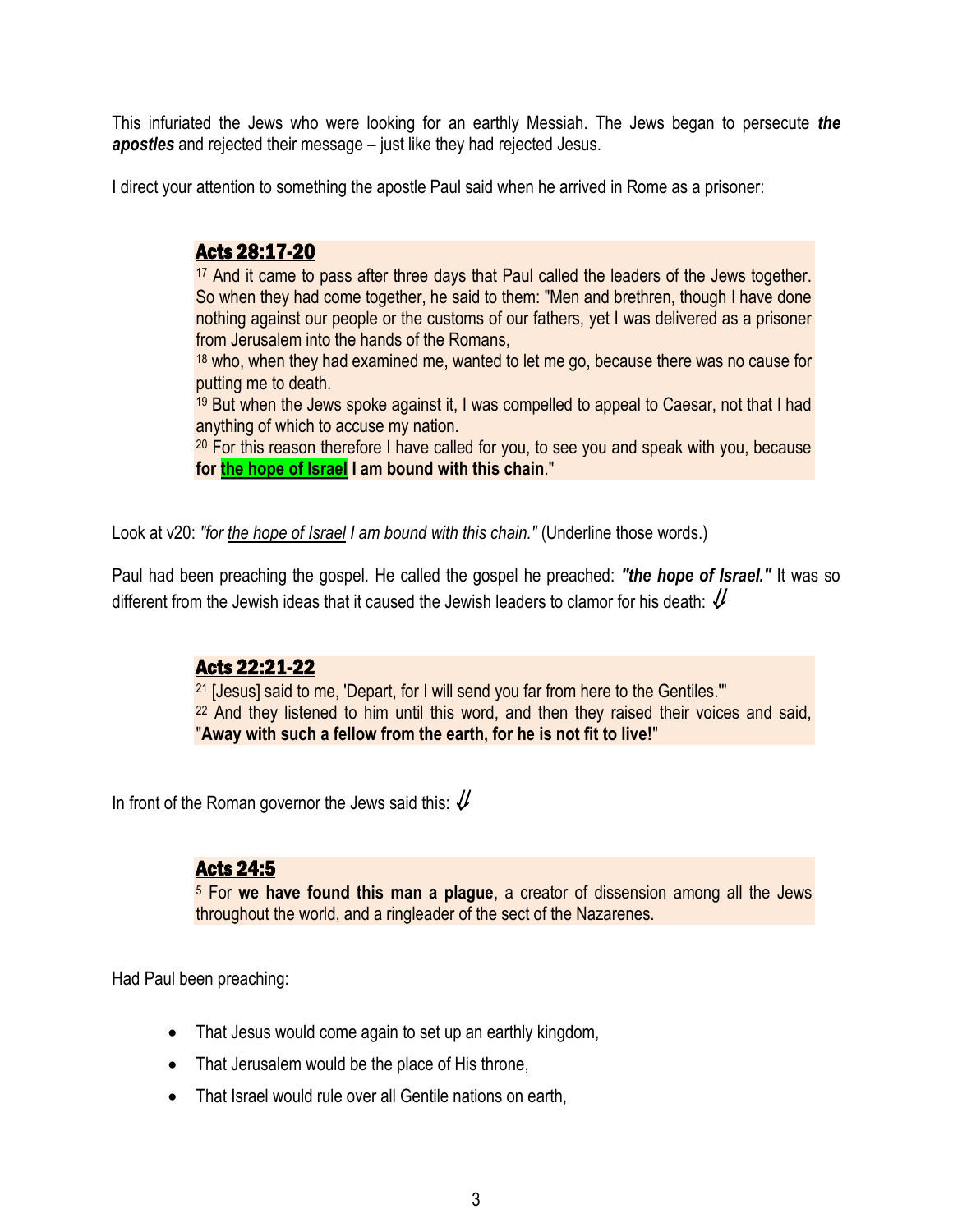This infuriated the Jews who were looking for an earthly Messiah. The Jews began to persecute ***the apostles*** and rejected their message – just like they had rejected Jesus.

I direct your attention to something the apostle Paul said when he arrived in Rome as a prisoner:

> **Acts 28:17-20**
>
> 17 And it came to pass after three days that Paul called the leaders of the Jews together. So when they had come together, he said to them: "Men and brethren, though I have done nothing against our people or the customs of our fathers, yet I was delivered as a prisoner from Jerusalem into the hands of the Romans,
> 18 who, when they had examined me, wanted to let me go, because there was no cause for putting me to death.
> 19 But when the Jews spoke against it, I was compelled to appeal to Caesar, not that I had anything of which to accuse my nation.
> 20 For this reason therefore I have called for you, to see you and speak with you, because **for the hope of Israel I am bound with this chain**."

Look at v20: *"for the hope of Israel I am bound with this chain."* (Underline those words.)

Paul had been preaching the gospel. He called the gospel he preached: ***"the hope of Israel."*** It was so different from the Jewish ideas that it caused the Jewish leaders to clamor for his death: ⇓

> **Acts 22:21-22**
>
> 21 [Jesus] said to me, 'Depart, for I will send you far from here to the Gentiles.'"
> 22 And they listened to him until this word, and then they raised their voices and said, "**Away with such a fellow from the earth, for he is not fit to live!**"

In front of the Roman governor the Jews said this: ⇓

> **Acts 24:5**
>
> 5 For **we have found this man a plague**, a creator of dissension among all the Jews throughout the world, and a ringleader of the sect of the Nazarenes.

Had Paul been preaching:

- That Jesus would come again to set up an earthly kingdom,
- That Jerusalem would be the place of His throne,
- That Israel would rule over all Gentile nations on earth,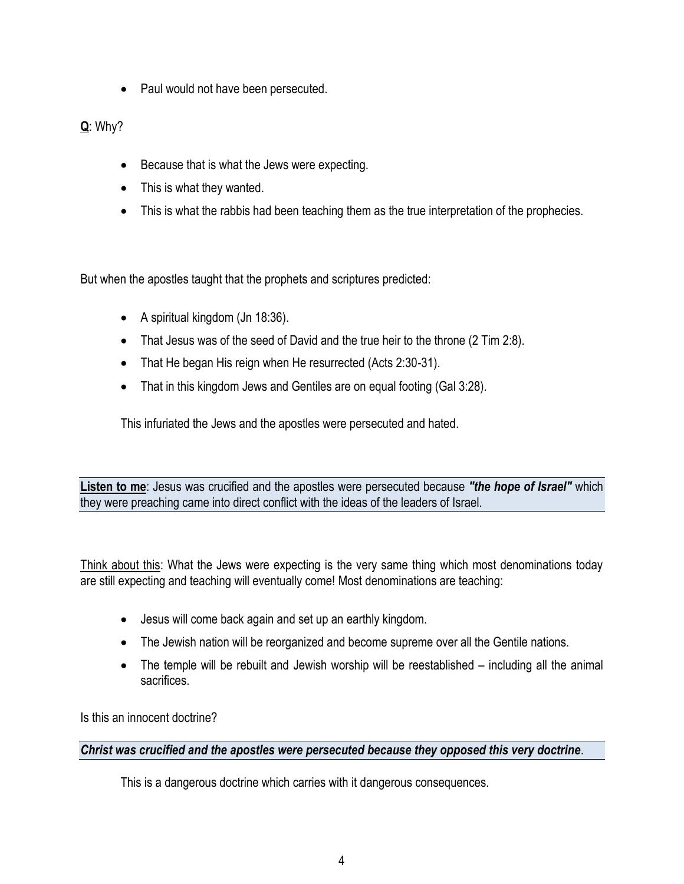- Paul would not have been persecuted.

**Q**: Why?

- Because that is what the Jews were expecting.
- This is what they wanted.
- This is what the rabbis had been teaching them as the true interpretation of the prophecies.

But when the apostles taught that the prophets and scriptures predicted:

- A spiritual kingdom (Jn 18:36).
- That Jesus was of the seed of David and the true heir to the throne (2 Tim 2:8).
- That He began His reign when He resurrected (Acts 2:30-31).
- That in this kingdom Jews and Gentiles are on equal footing (Gal 3:28).

This infuriated the Jews and the apostles were persecuted and hated.

**Listen to me**: Jesus was crucified and the apostles were persecuted because ***"the hope of Israel"*** which they were preaching came into direct conflict with the ideas of the leaders of Israel.

Think about this: What the Jews were expecting is the very same thing which most denominations today are still expecting and teaching will eventually come! Most denominations are teaching:

- Jesus will come back again and set up an earthly kingdom.
- The Jewish nation will be reorganized and become supreme over all the Gentile nations.
- The temple will be rebuilt and Jewish worship will be reestablished – including all the animal sacrifices.

Is this an innocent doctrine?

***Christ was crucified and the apostles were persecuted because they opposed this very doctrine***.

This is a dangerous doctrine which carries with it dangerous consequences.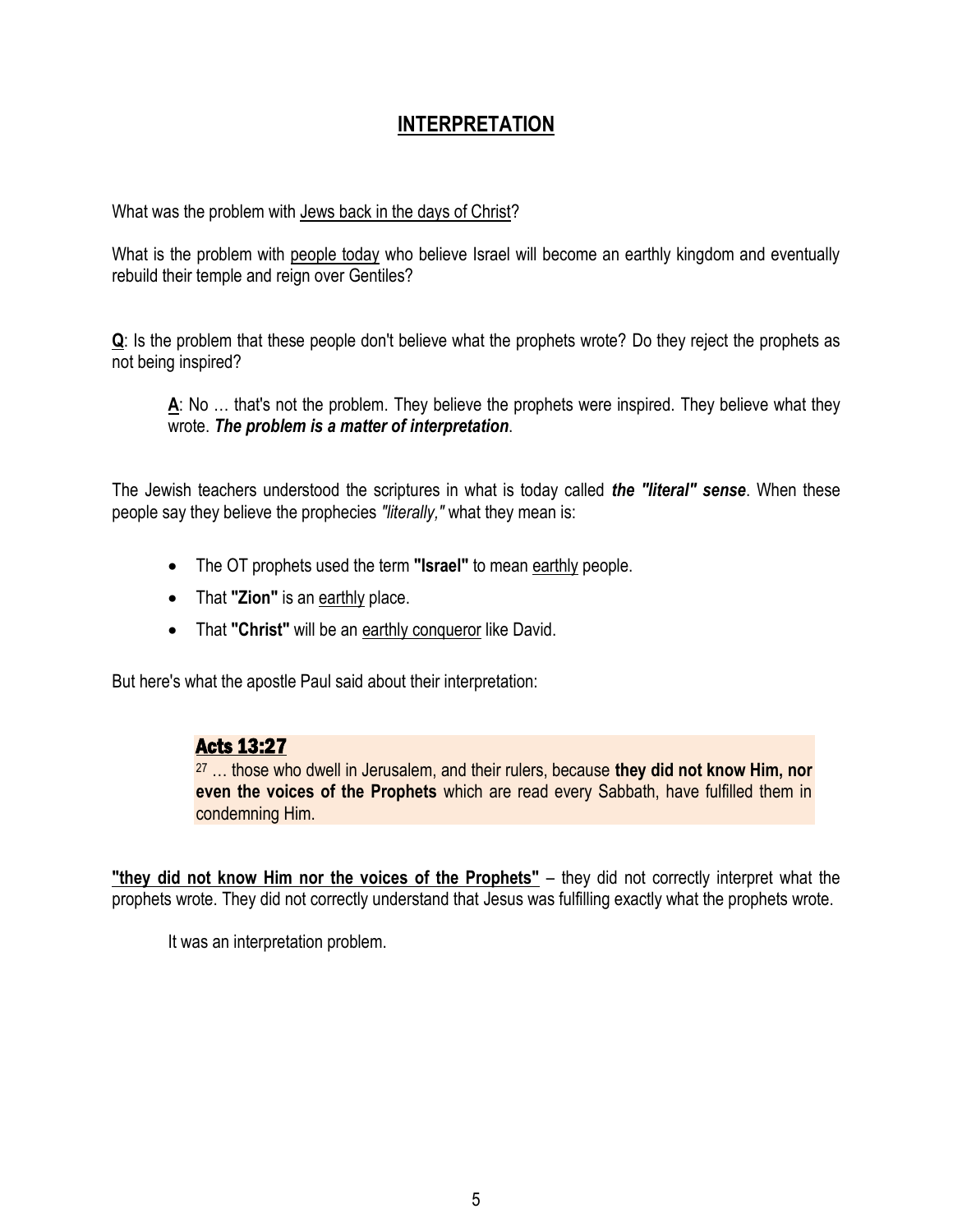## INTERPRETATION

What was the problem with <u>Jews back in the days of Christ</u>?

What is the problem with <u>people today</u> who believe Israel will become an earthly kingdom and eventually rebuild their temple and reign over Gentiles?

**<u>Q</u>**: Is the problem that these people don't believe what the prophets wrote? Do they reject the prophets as not being inspired?

> **<u>A</u>**: No … that's not the problem. They believe the prophets were inspired. They believe what they wrote. ***The problem is a matter of interpretation***.

The Jewish teachers understood the scriptures in what is today called ***the "literal" sense***. When these people say they believe the prophecies *"literally,"* what they mean is:

- The OT prophets used the term **"Israel"** to mean <u>earthly</u> people.
- That **"Zion"** is an <u>earthly</u> place.
- That **"Christ"** will be an <u>earthly conqueror</u> like David.

But here's what the apostle Paul said about their interpretation:

> **<u>Acts 13:27</u>**
> 27 … those who dwell in Jerusalem, and their rulers, because **they did not know Him, nor even the voices of the Prophets** which are read every Sabbath, have fulfilled them in condemning Him.

**<u>"they did not know Him nor the voices of the Prophets"</u>** – they did not correctly interpret what the prophets wrote. They did not correctly understand that Jesus was fulfilling exactly what the prophets wrote.

> It was an interpretation problem.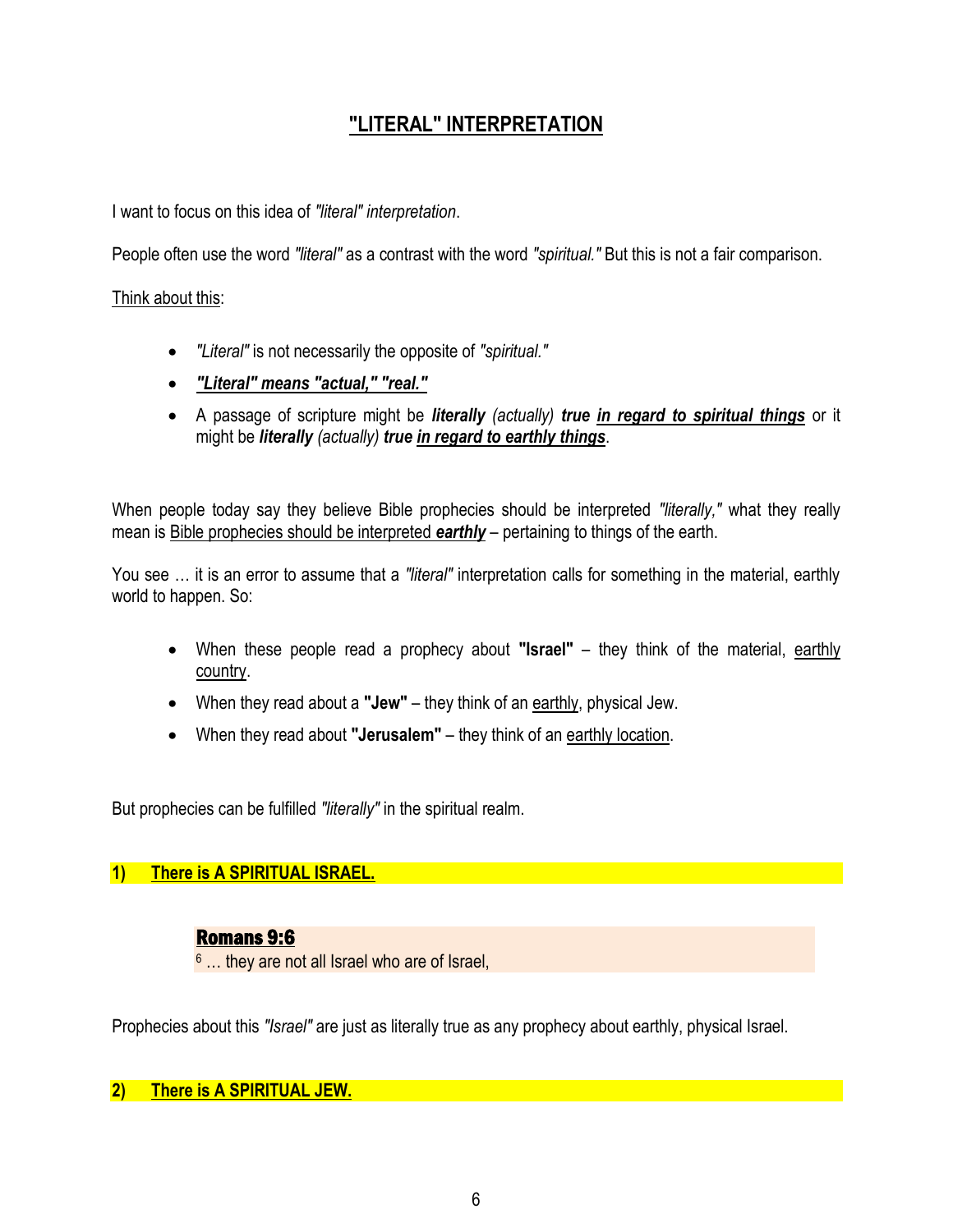## <u>"LITERAL" INTERPRETATION</u>

I want to focus on this idea of *"literal" interpretation*.

People often use the word *"literal"* as a contrast with the word *"spiritual."* But this is not a fair comparison.

<u>Think about this</u>:

- *"Literal"* is not necessarily the opposite of *"spiritual."*
- <u>***"Literal" means "actual," "real."***</u>
- A passage of scripture might be ***literally*** *(actually)* ***true*** <u>***in regard to spiritual things***</u> or it might be ***literally*** *(actually)* ***true*** <u>***in regard to earthly things***</u>.

When people today say they believe Bible prophecies should be interpreted *"literally,"* what they really mean is <u>Bible prophecies should be interpreted ***earthly***</u> – pertaining to things of the earth.

You see … it is an error to assume that a *"literal"* interpretation calls for something in the material, earthly world to happen. So:

- When these people read a prophecy about **"Israel"** – they think of the material, <u>earthly country</u>.
- When they read about a **"Jew"** – they think of an <u>earthly</u>, physical Jew.
- When they read about **"Jerusalem"** – they think of an <u>earthly location</u>.

But prophecies can be fulfilled *"literally"* in the spiritual realm.

### 1) <u>There is A SPIRITUAL ISRAEL.</u>

> **<u>Romans 9:6</u>**
> [6] … they are not all Israel who are of Israel,

Prophecies about this *"Israel"* are just as literally true as any prophecy about earthly, physical Israel.

### 2) <u>There is A SPIRITUAL JEW.</u>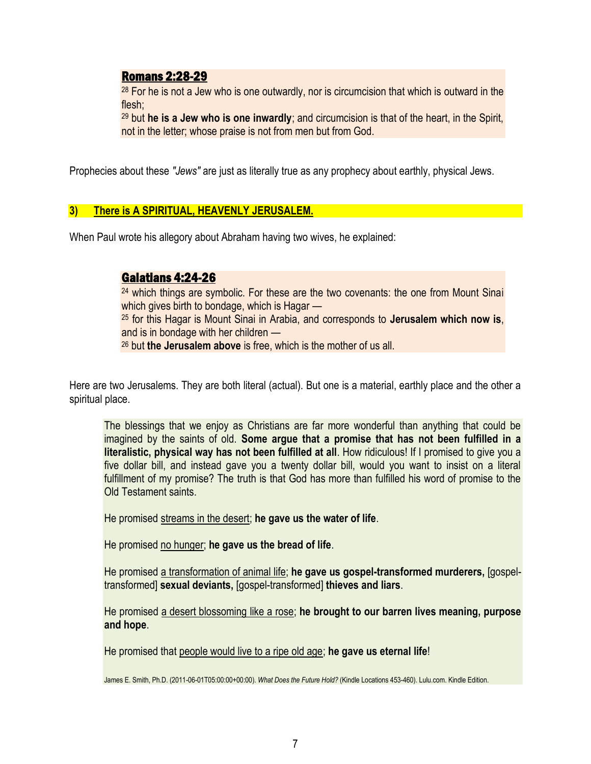**Romans 2:28-29**

28 For he is not a Jew who is one outwardly, nor is circumcision that which is outward in the flesh;

29 but **he is a Jew who is one inwardly**; and circumcision is that of the heart, in the Spirit, not in the letter; whose praise is not from men but from God.

Prophecies about these *"Jews"* are just as literally true as any prophecy about earthly, physical Jews.

## 3) There is A SPIRITUAL, HEAVENLY JERUSALEM.

When Paul wrote his allegory about Abraham having two wives, he explained:

**Galatians 4:24-26**

24 which things are symbolic. For these are the two covenants: the one from Mount Sinai which gives birth to bondage, which is Hagar —

25 for this Hagar is Mount Sinai in Arabia, and corresponds to **Jerusalem which now is**, and is in bondage with her children —

26 but **the Jerusalem above** is free, which is the mother of us all.

Here are two Jerusalems. They are both literal (actual). But one is a material, earthly place and the other a spiritual place.

> The blessings that we enjoy as Christians are far more wonderful than anything that could be imagined by the saints of old. **Some argue that a promise that has not been fulfilled in a literalistic, physical way has not been fulfilled at all**. How ridiculous! If I promised to give you a five dollar bill, and instead gave you a twenty dollar bill, would you want to insist on a literal fulfillment of my promise? The truth is that God has more than fulfilled his word of promise to the Old Testament saints.
>
> He promised streams in the desert; **he gave us the water of life**.
>
> He promised no hunger; **he gave us the bread of life**.
>
> He promised a transformation of animal life; **he gave us gospel-transformed murderers,** [gospel-transformed] **sexual deviants,** [gospel-transformed] **thieves and liars**.
>
> He promised a desert blossoming like a rose; **he brought to our barren lives meaning, purpose and hope**.
>
> He promised that people would live to a ripe old age; **he gave us eternal life**!
>
> James E. Smith, Ph.D. (2011-06-01T05:00:00+00:00). *What Does the Future Hold?* (Kindle Locations 453-460). Lulu.com. Kindle Edition.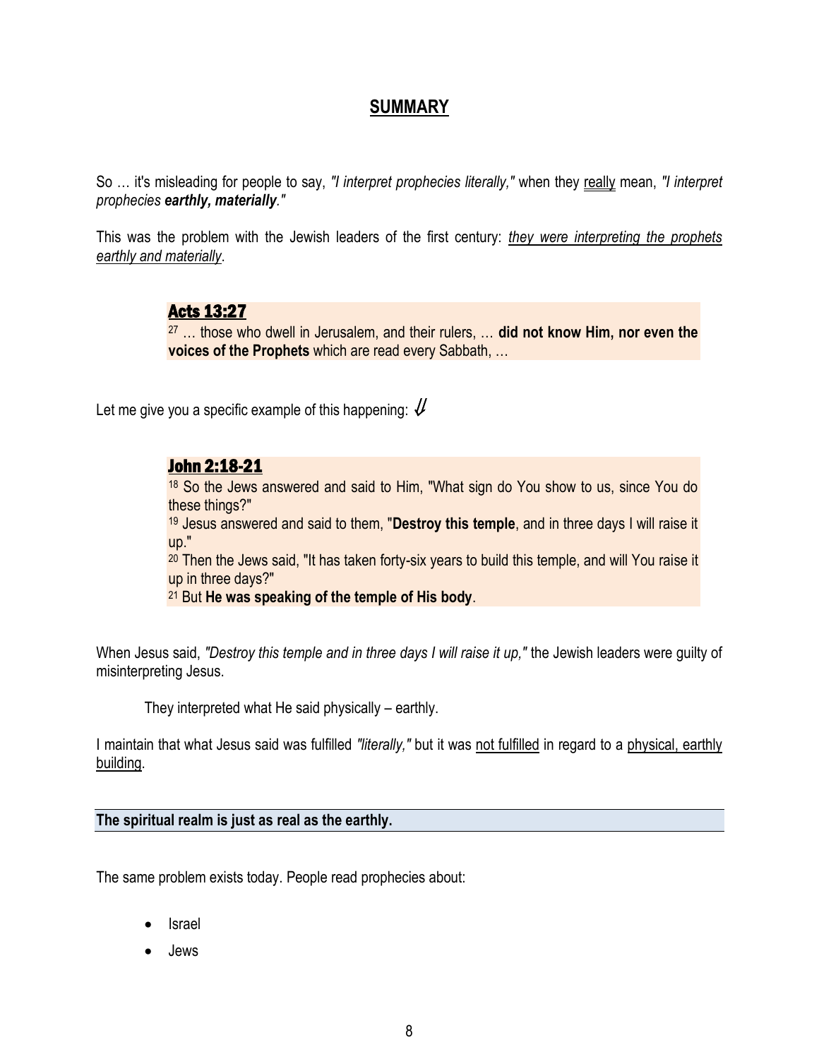## **SUMMARY**

So … it's misleading for people to say, *"I interpret prophecies literally,"* when they really mean, *"I interpret prophecies **earthly, materially**."*

This was the problem with the Jewish leaders of the first century: *they were interpreting the prophets earthly and materially*.

> **Acts 13:27**
> 27 … those who dwell in Jerusalem, and their rulers, … **did not know Him, nor even the voices of the Prophets** which are read every Sabbath, …

Let me give you a specific example of this happening: ⇓

> **John 2:18-21**
> 18 So the Jews answered and said to Him, "What sign do You show to us, since You do these things?"
> 19 Jesus answered and said to them, "**Destroy this temple**, and in three days I will raise it up."
> 20 Then the Jews said, "It has taken forty-six years to build this temple, and will You raise it up in three days?"
> 21 But **He was speaking of the temple of His body**.

When Jesus said, *"Destroy this temple and in three days I will raise it up,"* the Jewish leaders were guilty of misinterpreting Jesus.

They interpreted what He said physically – earthly.

I maintain that what Jesus said was fulfilled *"literally,"* but it was not fulfilled in regard to a physical, earthly building.

**The spiritual realm is just as real as the earthly.**

The same problem exists today. People read prophecies about:

- Israel
- Jews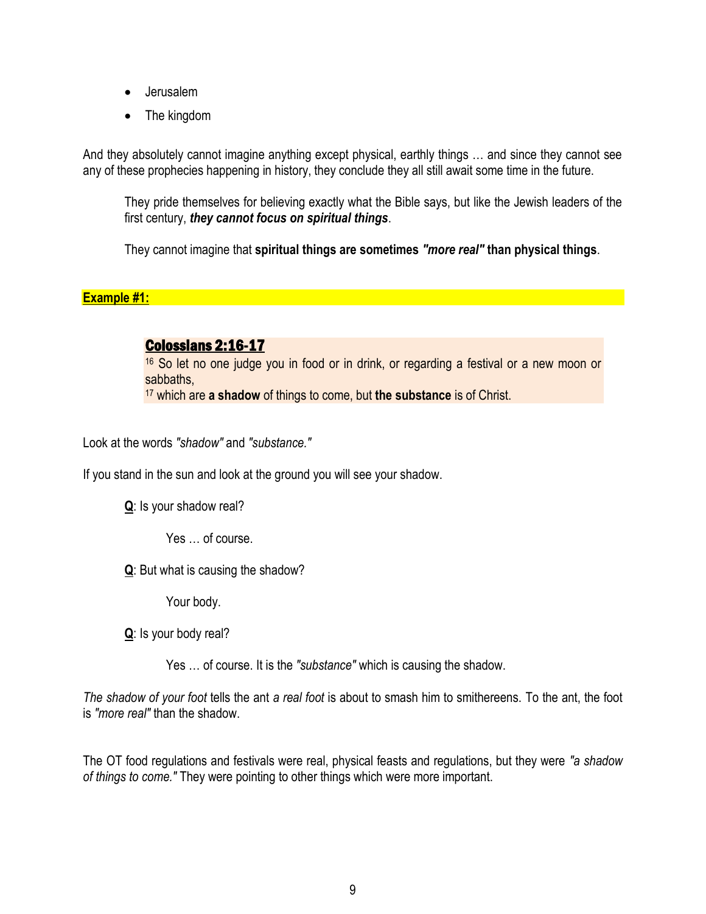- Jerusalem
- The kingdom

And they absolutely cannot imagine anything except physical, earthly things … and since they cannot see any of these prophecies happening in history, they conclude they all still await some time in the future.

> They pride themselves for believing exactly what the Bible says, but like the Jewish leaders of the first century, ***they cannot focus on spiritual things***.
>
> They cannot imagine that **spiritual things are sometimes *"more real"* than physical things**.

**Example #1:**

> **Colossians 2:16-17**
> [16] So let no one judge you in food or in drink, or regarding a festival or a new moon or sabbaths,
> [17] which are **a shadow** of things to come, but **the substance** is of Christ.

Look at the words *"shadow"* and *"substance."*

If you stand in the sun and look at the ground you will see your shadow.

> **Q**: Is your shadow real?
>
> > Yes … of course.
>
> **Q**: But what is causing the shadow?
>
> > Your body.
>
> **Q**: Is your body real?
>
> > Yes … of course. It is the *"substance"* which is causing the shadow.

*The shadow of your foot* tells the ant *a real foot* is about to smash him to smithereens. To the ant, the foot is *"more real"* than the shadow.

The OT food regulations and festivals were real, physical feasts and regulations, but they were *"a shadow of things to come."* They were pointing to other things which were more important.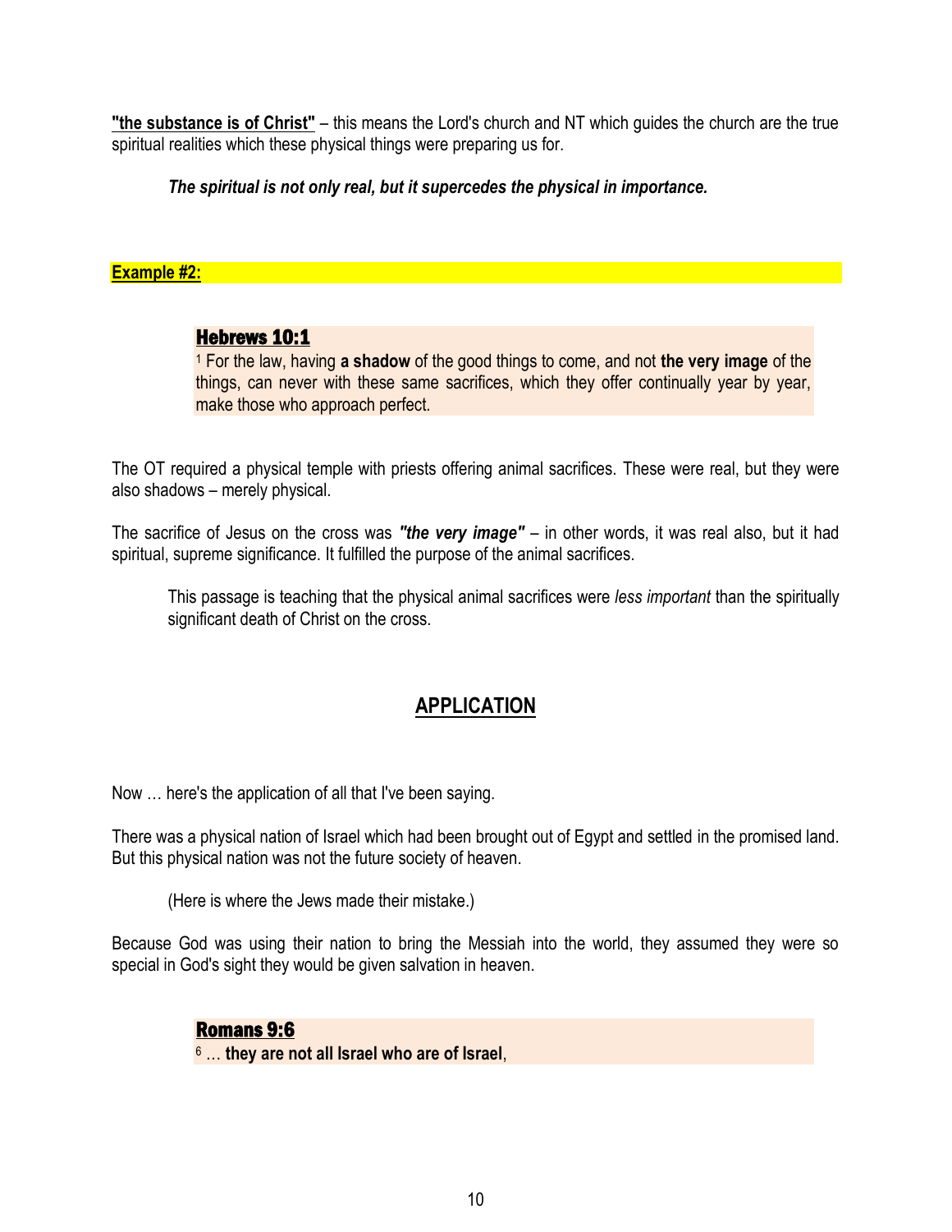**"the substance is of Christ"** – this means the Lord's church and NT which guides the church are the true spiritual realities which these physical things were preparing us for.

> ***The spiritual is not only real, but it supercedes the physical in importance.***

**Example #2:**

> **Hebrews 10:1**
> 1 For the law, having **a shadow** of the good things to come, and not **the very image** of the things, can never with these same sacrifices, which they offer continually year by year, make those who approach perfect.

The OT required a physical temple with priests offering animal sacrifices. These were real, but they were also shadows – merely physical.

The sacrifice of Jesus on the cross was ***"the very image"*** – in other words, it was real also, but it had spiritual, supreme significance. It fulfilled the purpose of the animal sacrifices.

> This passage is teaching that the physical animal sacrifices were *less important* than the spiritually significant death of Christ on the cross.

## APPLICATION

Now … here's the application of all that I've been saying.

There was a physical nation of Israel which had been brought out of Egypt and settled in the promised land. But this physical nation was not the future society of heaven.

> (Here is where the Jews made their mistake.)

Because God was using their nation to bring the Messiah into the world, they assumed they were so special in God's sight they would be given salvation in heaven.

> **Romans 9:6**
> 6 … **they are not all Israel who are of Israel**,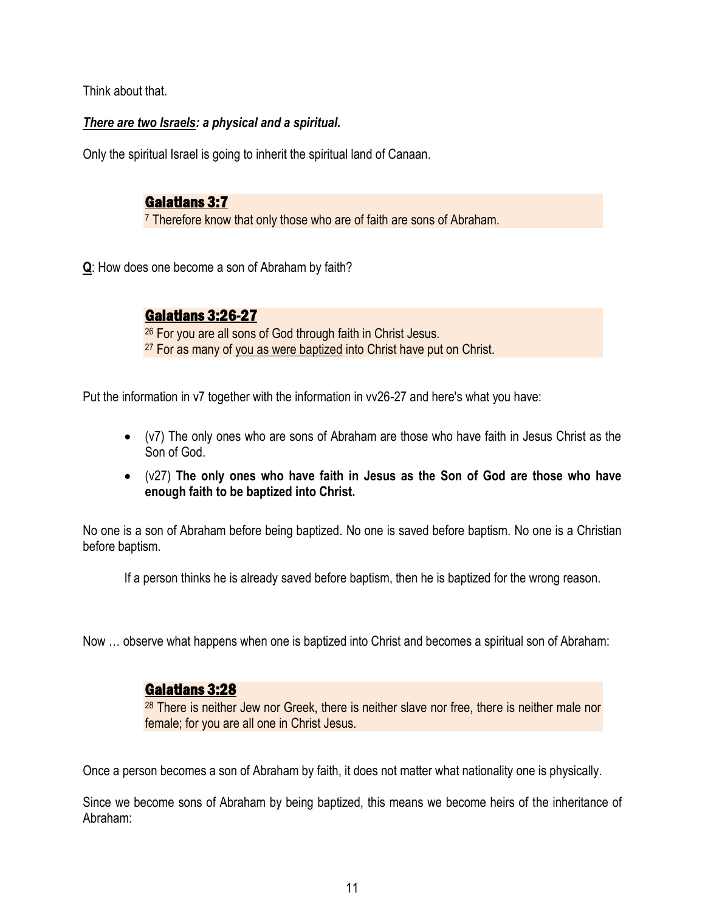Think about that.

***There are two Israels**: a physical and a spiritual.*

Only the spiritual Israel is going to inherit the spiritual land of Canaan.

> **Galatians 3:7**
> [7] Therefore know that only those who are of faith are sons of Abraham.

**Q**: How does one become a son of Abraham by faith?

> **Galatians 3:26-27**
> [26] For you are all sons of God through faith in Christ Jesus.
> [27] For as many of you as were baptized into Christ have put on Christ.

Put the information in v7 together with the information in vv26-27 and here's what you have:

- (v7) The only ones who are sons of Abraham are those who have faith in Jesus Christ as the Son of God.
- (v27) **The only ones who have faith in Jesus as the Son of God are those who have enough faith to be baptized into Christ.**

No one is a son of Abraham before being baptized. No one is saved before baptism. No one is a Christian before baptism.

> If a person thinks he is already saved before baptism, then he is baptized for the wrong reason.

Now … observe what happens when one is baptized into Christ and becomes a spiritual son of Abraham:

> **Galatians 3:28**
> [28] There is neither Jew nor Greek, there is neither slave nor free, there is neither male nor female; for you are all one in Christ Jesus.

Once a person becomes a son of Abraham by faith, it does not matter what nationality one is physically.

Since we become sons of Abraham by being baptized, this means we become heirs of the inheritance of Abraham: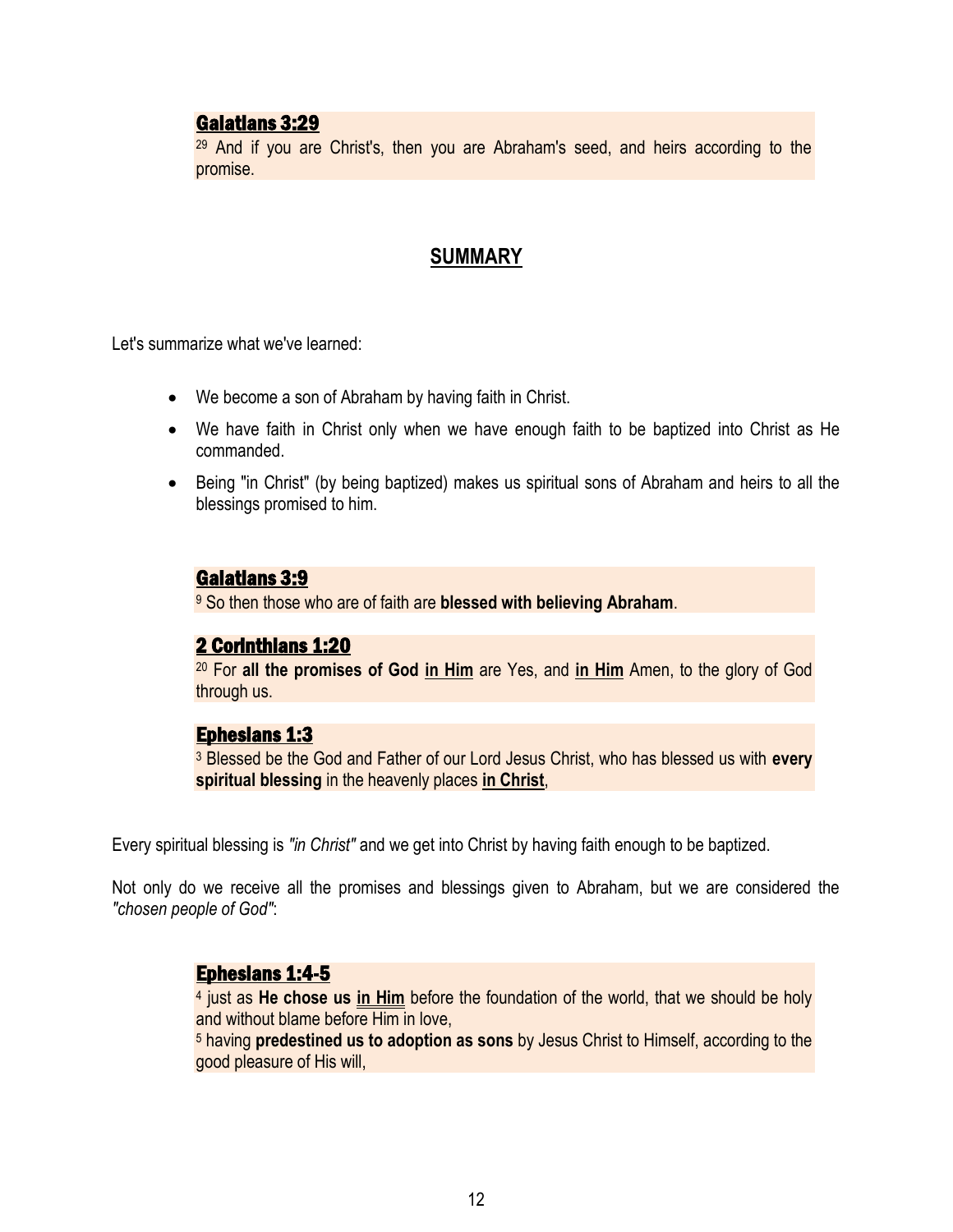**Galatians 3:29**

[29] And if you are Christ's, then you are Abraham's seed, and heirs according to the promise.

## SUMMARY

Let's summarize what we've learned:

- We become a son of Abraham by having faith in Christ.
- We have faith in Christ only when we have enough faith to be baptized into Christ as He commanded.
- Being "in Christ" (by being baptized) makes us spiritual sons of Abraham and heirs to all the blessings promised to him.

**Galatians 3:9**

[9] So then those who are of faith are **blessed with believing Abraham**.

**2 Corinthians 1:20**

[20] For **all the promises of God <u>in Him</u>** are Yes, and **<u>in Him</u>** Amen, to the glory of God through us.

**Ephesians 1:3**

[3] Blessed be the God and Father of our Lord Jesus Christ, who has blessed us with **every spiritual blessing** in the heavenly places **<u>in Christ</u>**,

Every spiritual blessing is *"in Christ"* and we get into Christ by having faith enough to be baptized.

Not only do we receive all the promises and blessings given to Abraham, but we are considered the *"chosen people of God"*:

**Ephesians 1:4-5**

[4] just as **He chose us <u>in Him</u>** before the foundation of the world, that we should be holy and without blame before Him in love,
[5] having **predestined us to adoption as sons** by Jesus Christ to Himself, according to the good pleasure of His will,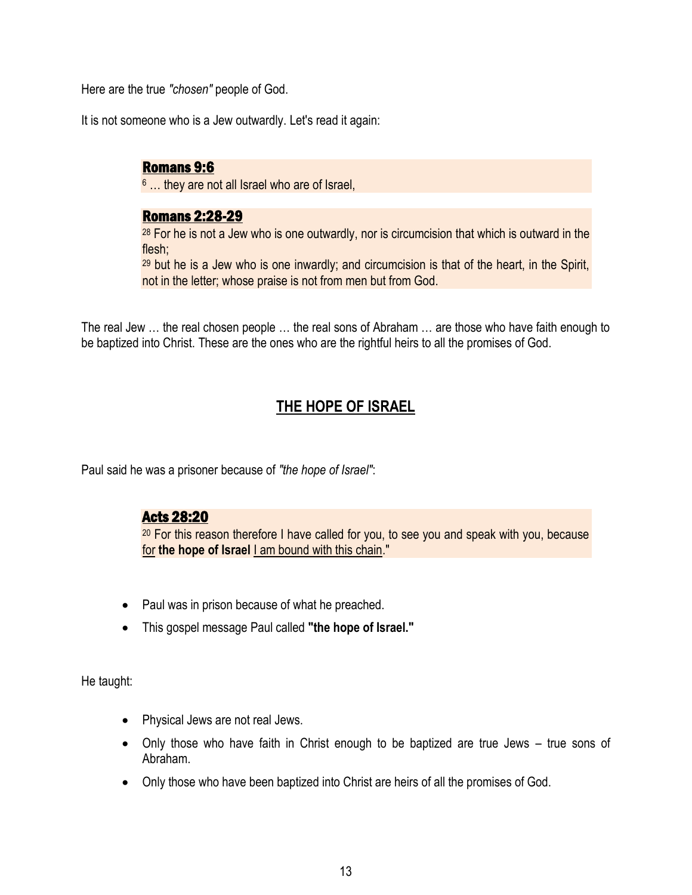Here are the true *"chosen"* people of God.

It is not someone who is a Jew outwardly. Let's read it again:

> **Romans 9:6**
> [6] … they are not all Israel who are of Israel,

> **Romans 2:28-29**
> [28] For he is not a Jew who is one outwardly, nor is circumcision that which is outward in the flesh;
> [29] but he is a Jew who is one inwardly; and circumcision is that of the heart, in the Spirit, not in the letter; whose praise is not from men but from God.

The real Jew … the real chosen people … the real sons of Abraham … are those who have faith enough to be baptized into Christ. These are the ones who are the rightful heirs to all the promises of God.

## THE HOPE OF ISRAEL

Paul said he was a prisoner because of *"the hope of Israel"*:

> **Acts 28:20**
> [20] For this reason therefore I have called for you, to see you and speak with you, because for **the hope of Israel** I am bound with this chain."

- Paul was in prison because of what he preached.
- This gospel message Paul called **"the hope of Israel."**

He taught:

- Physical Jews are not real Jews.
- Only those who have faith in Christ enough to be baptized are true Jews – true sons of Abraham.
- Only those who have been baptized into Christ are heirs of all the promises of God.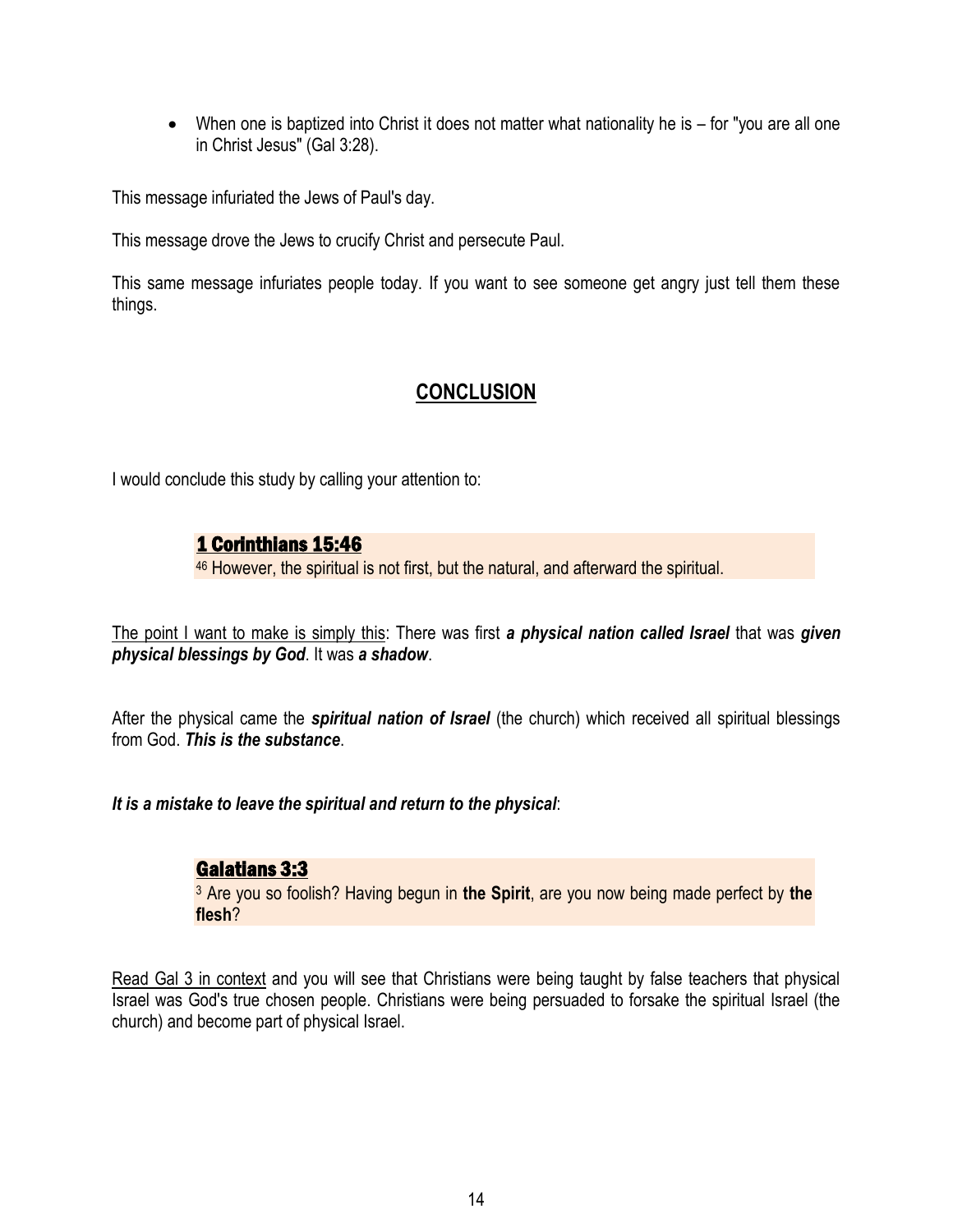- When one is baptized into Christ it does not matter what nationality he is – for "you are all one in Christ Jesus" (Gal 3:28).

This message infuriated the Jews of Paul's day.

This message drove the Jews to crucify Christ and persecute Paul.

This same message infuriates people today. If you want to see someone get angry just tell them these things.

## CONCLUSION

I would conclude this study by calling your attention to:

> **1 Corinthians 15:46**
> 46 However, the spiritual is not first, but the natural, and afterward the spiritual.

The point I want to make is simply this: There was first ***a physical nation called Israel*** that was ***given physical blessings by God***. It was ***a shadow***.

After the physical came the ***spiritual nation of Israel*** (the church) which received all spiritual blessings from God. ***This is the substance***.

***It is a mistake to leave the spiritual and return to the physical***:

> **Galatians 3:3**
> 3 Are you so foolish? Having begun in **the Spirit**, are you now being made perfect by **the flesh**?

Read Gal 3 in context and you will see that Christians were being taught by false teachers that physical Israel was God's true chosen people. Christians were being persuaded to forsake the spiritual Israel (the church) and become part of physical Israel.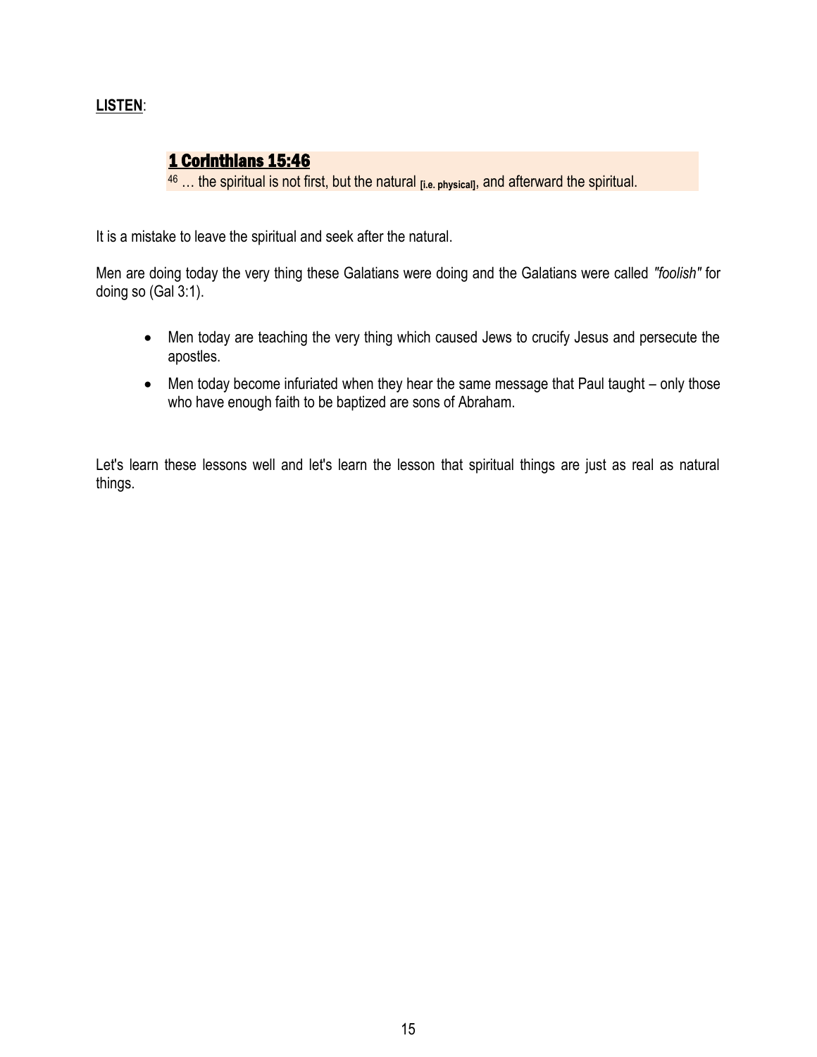**LISTEN**:

> **1 Corinthians 15:46**
> 46 … the spiritual is not first, but the natural [i.e. physical], and afterward the spiritual.

It is a mistake to leave the spiritual and seek after the natural.

Men are doing today the very thing these Galatians were doing and the Galatians were called *"foolish"* for doing so (Gal 3:1).

- Men today are teaching the very thing which caused Jews to crucify Jesus and persecute the apostles.
- Men today become infuriated when they hear the same message that Paul taught – only those who have enough faith to be baptized are sons of Abraham.

Let's learn these lessons well and let's learn the lesson that spiritual things are just as real as natural things.